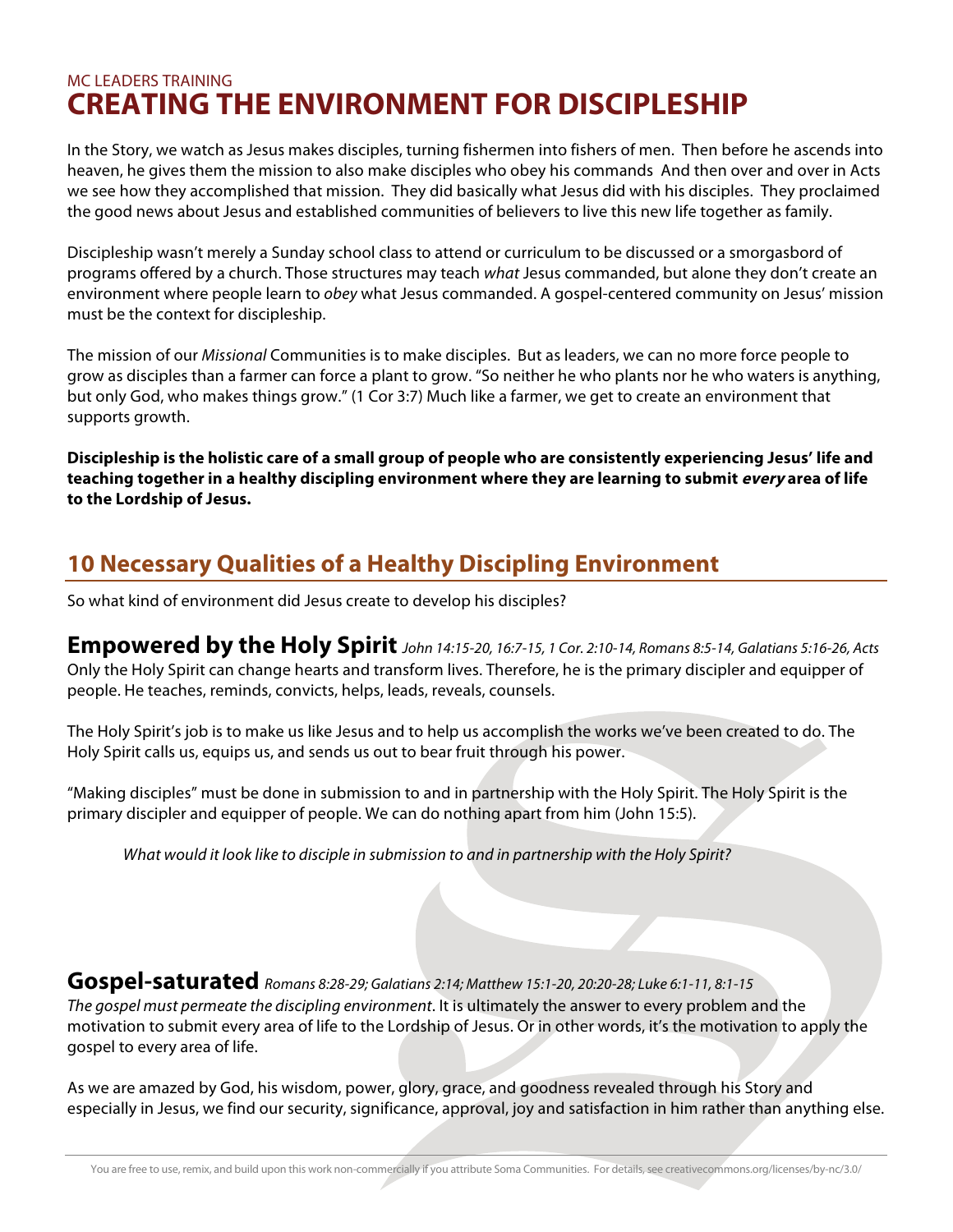MC LEADERS TRAINING

# CREATING THE ENVIRONMENT FOR DISCIPLESHIP

In the Story, we watch as Jesus makes disciples, turning fishermen into fishers of men. Then before he ascends into heaven, he gives them the mission to also make disciples who obey his commands And then over and over in Acts we see how they accomplished that mission. They did basically what Jesus did with his disciples. They proclaimed the good news about Jesus and established communities of believers to live this new life together as family.

Discipleship wasn't merely a Sunday school class to attend or curriculum to be discussed or a smorgasbord of programs offered by a church. Those structures may teach *what* Jesus commanded, but alone they don't create an environment where people learn to *obey* what Jesus commanded. A gospel-centered community on Jesus' mission must be the context for discipleship.

The mission of our *Missional* Communities is to make disciples. But as leaders, we can no more force people to grow as disciples than a farmer can force a plant to grow. "So neither he who plants nor he who waters is anything, but only God, who makes things grow." (1 Cor 3:7) Much like a farmer, we get to create an environment that supports growth.

**Discipleship is the holistic care of a small group of people who are consistently experiencing Jesus' life and teaching together in a healthy discipling environment where they are learning to submit *every* area of life to the Lordship of Jesus.**

## 10 Necessary Qualities of a Healthy Discipling Environment

So what kind of environment did Jesus create to develop his disciples?

### Empowered by the Holy Spirit *John 14:15-20, 16:7-15, 1 Cor. 2:10-14, Romans 8:5-14, Galatians 5:16-26, Acts*

Only the Holy Spirit can change hearts and transform lives. Therefore, he is the primary discipler and equipper of people. He teaches, reminds, convicts, helps, leads, reveals, counsels.

The Holy Spirit's job is to make us like Jesus and to help us accomplish the works we've been created to do. The Holy Spirit calls us, equips us, and sends us out to bear fruit through his power.

"Making disciples" must be done in submission to and in partnership with the Holy Spirit. The Holy Spirit is the primary discipler and equipper of people. We can do nothing apart from him (John 15:5).

*What would it look like to disciple in submission to and in partnership with the Holy Spirit?*

### Gospel-saturated *Romans 8:28-29; Galatians 2:14; Matthew 15:1-20, 20:20-28; Luke 6:1-11, 8:1-15*

*The gospel must permeate the discipling environment*. It is ultimately the answer to every problem and the motivation to submit every area of life to the Lordship of Jesus. Or in other words, it's the motivation to apply the gospel to every area of life.

As we are amazed by God, his wisdom, power, glory, grace, and goodness revealed through his Story and especially in Jesus, we find our security, significance, approval, joy and satisfaction in him rather than anything else.

You are free to use, remix, and build upon this work non-commercially if you attribute Soma Communities. For details, see creativecommons.org/licenses/by-nc/3.0/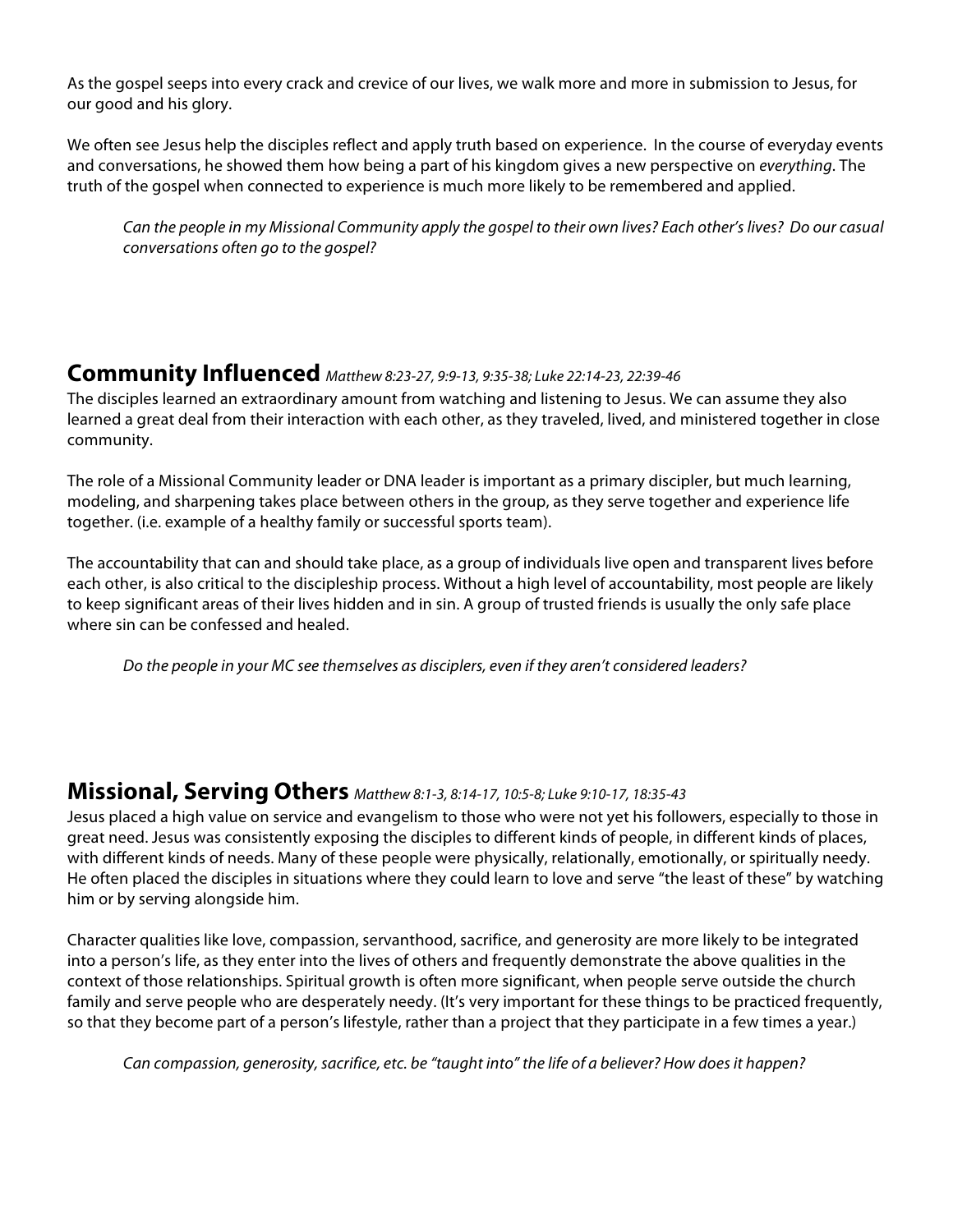As the gospel seeps into every crack and crevice of our lives, we walk more and more in submission to Jesus, for our good and his glory.

We often see Jesus help the disciples reflect and apply truth based on experience. In the course of everyday events and conversations, he showed them how being a part of his kingdom gives a new perspective on *everything*. The truth of the gospel when connected to experience is much more likely to be remembered and applied.

> *Can the people in my Missional Community apply the gospel to their own lives? Each other's lives? Do our casual conversations often go to the gospel?*

## Community Influenced *Matthew 8:23-27, 9:9-13, 9:35-38; Luke 22:14-23, 22:39-46*

The disciples learned an extraordinary amount from watching and listening to Jesus. We can assume they also learned a great deal from their interaction with each other, as they traveled, lived, and ministered together in close community.

The role of a Missional Community leader or DNA leader is important as a primary discipler, but much learning, modeling, and sharpening takes place between others in the group, as they serve together and experience life together. (i.e. example of a healthy family or successful sports team).

The accountability that can and should take place, as a group of individuals live open and transparent lives before each other, is also critical to the discipleship process. Without a high level of accountability, most people are likely to keep significant areas of their lives hidden and in sin. A group of trusted friends is usually the only safe place where sin can be confessed and healed.

> *Do the people in your MC see themselves as disciplers, even if they aren't considered leaders?*

## Missional, Serving Others *Matthew 8:1-3, 8:14-17, 10:5-8; Luke 9:10-17, 18:35-43*

Jesus placed a high value on service and evangelism to those who were not yet his followers, especially to those in great need. Jesus was consistently exposing the disciples to different kinds of people, in different kinds of places, with different kinds of needs. Many of these people were physically, relationally, emotionally, or spiritually needy. He often placed the disciples in situations where they could learn to love and serve "the least of these" by watching him or by serving alongside him.

Character qualities like love, compassion, servanthood, sacrifice, and generosity are more likely to be integrated into a person's life, as they enter into the lives of others and frequently demonstrate the above qualities in the context of those relationships. Spiritual growth is often more significant, when people serve outside the church family and serve people who are desperately needy. (It's very important for these things to be practiced frequently, so that they become part of a person's lifestyle, rather than a project that they participate in a few times a year.)

> *Can compassion, generosity, sacrifice, etc. be "taught into" the life of a believer? How does it happen?*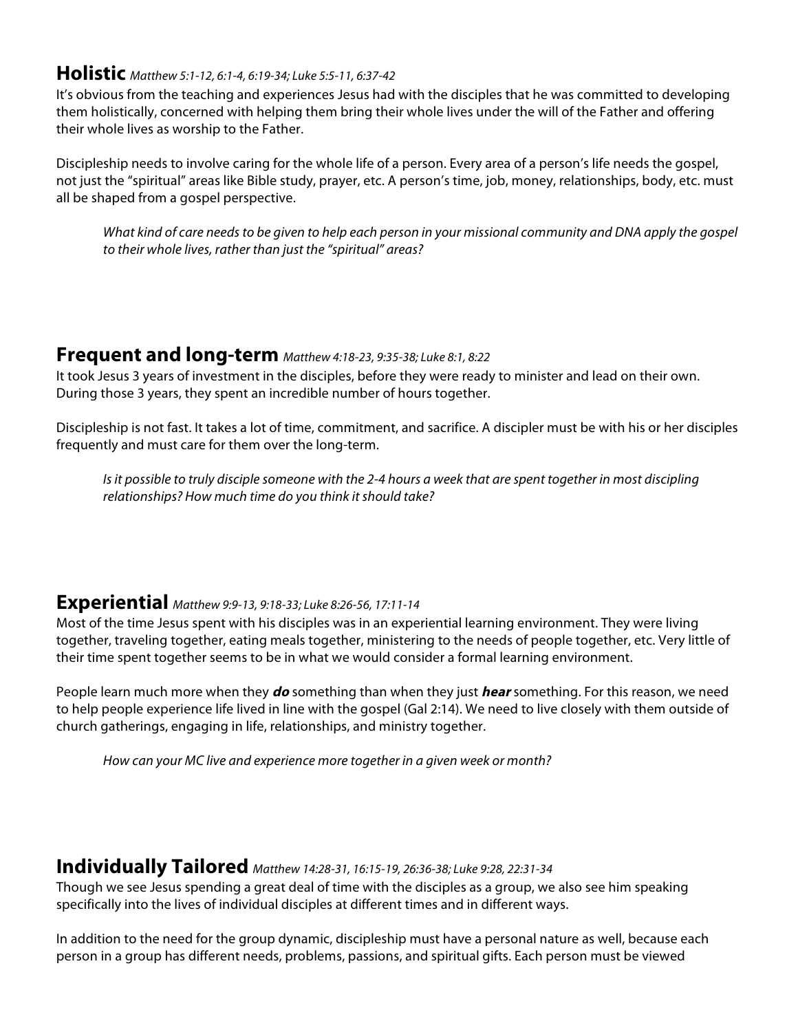## **Holistic** *Matthew 5:1-12, 6:1-4, 6:19-34; Luke 5:5-11, 6:37-42*

It's obvious from the teaching and experiences Jesus had with the disciples that he was committed to developing them holistically, concerned with helping them bring their whole lives under the will of the Father and offering their whole lives as worship to the Father.

Discipleship needs to involve caring for the whole life of a person. Every area of a person's life needs the gospel, not just the "spiritual" areas like Bible study, prayer, etc. A person's time, job, money, relationships, body, etc. must all be shaped from a gospel perspective.

> *What kind of care needs to be given to help each person in your missional community and DNA apply the gospel to their whole lives, rather than just the "spiritual" areas?*

## **Frequent and long-term** *Matthew 4:18-23, 9:35-38; Luke 8:1, 8:22*

It took Jesus 3 years of investment in the disciples, before they were ready to minister and lead on their own. During those 3 years, they spent an incredible number of hours together.

Discipleship is not fast. It takes a lot of time, commitment, and sacrifice. A discipler must be with his or her disciples frequently and must care for them over the long-term.

> *Is it possible to truly disciple someone with the 2-4 hours a week that are spent together in most discipling relationships? How much time do you think it should take?*

## **Experiential** *Matthew 9:9-13, 9:18-33; Luke 8:26-56, 17:11-14*

Most of the time Jesus spent with his disciples was in an experiential learning environment. They were living together, traveling together, eating meals together, ministering to the needs of people together, etc. Very little of their time spent together seems to be in what we would consider a formal learning environment.

People learn much more when they ***do*** something than when they just ***hear*** something. For this reason, we need to help people experience life lived in line with the gospel (Gal 2:14). We need to live closely with them outside of church gatherings, engaging in life, relationships, and ministry together.

> *How can your MC live and experience more together in a given week or month?*

## **Individually Tailored** *Matthew 14:28-31, 16:15-19, 26:36-38; Luke 9:28, 22:31-34*

Though we see Jesus spending a great deal of time with the disciples as a group, we also see him speaking specifically into the lives of individual disciples at different times and in different ways.

In addition to the need for the group dynamic, discipleship must have a personal nature as well, because each person in a group has different needs, problems, passions, and spiritual gifts. Each person must be viewed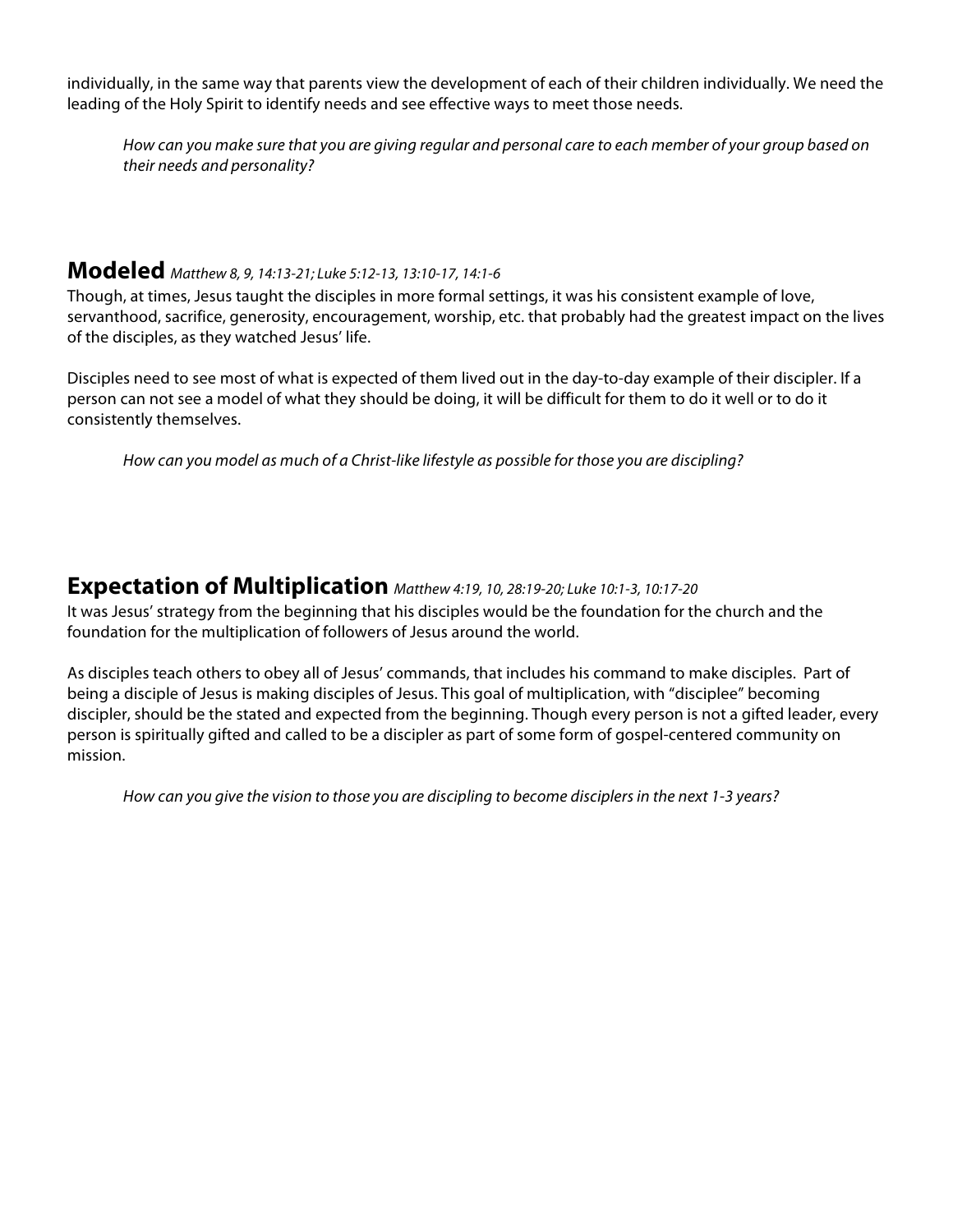individually, in the same way that parents view the development of each of their children individually. We need the leading of the Holy Spirit to identify needs and see effective ways to meet those needs.

*How can you make sure that you are giving regular and personal care to each member of your group based on their needs and personality?*

## Modeled *Matthew 8, 9, 14:13-21; Luke 5:12-13, 13:10-17, 14:1-6*

Though, at times, Jesus taught the disciples in more formal settings, it was his consistent example of love, servanthood, sacrifice, generosity, encouragement, worship, etc. that probably had the greatest impact on the lives of the disciples, as they watched Jesus' life.

Disciples need to see most of what is expected of them lived out in the day-to-day example of their discipler. If a person can not see a model of what they should be doing, it will be difficult for them to do it well or to do it consistently themselves.

*How can you model as much of a Christ-like lifestyle as possible for those you are discipling?*

## Expectation of Multiplication *Matthew 4:19, 10, 28:19-20; Luke 10:1-3, 10:17-20*

It was Jesus' strategy from the beginning that his disciples would be the foundation for the church and the foundation for the multiplication of followers of Jesus around the world.

As disciples teach others to obey all of Jesus' commands, that includes his command to make disciples. Part of being a disciple of Jesus is making disciples of Jesus. This goal of multiplication, with "disciplee" becoming discipler, should be the stated and expected from the beginning. Though every person is not a gifted leader, every person is spiritually gifted and called to be a discipler as part of some form of gospel-centered community on mission.

*How can you give the vision to those you are discipling to become disciplers in the next 1-3 years?*